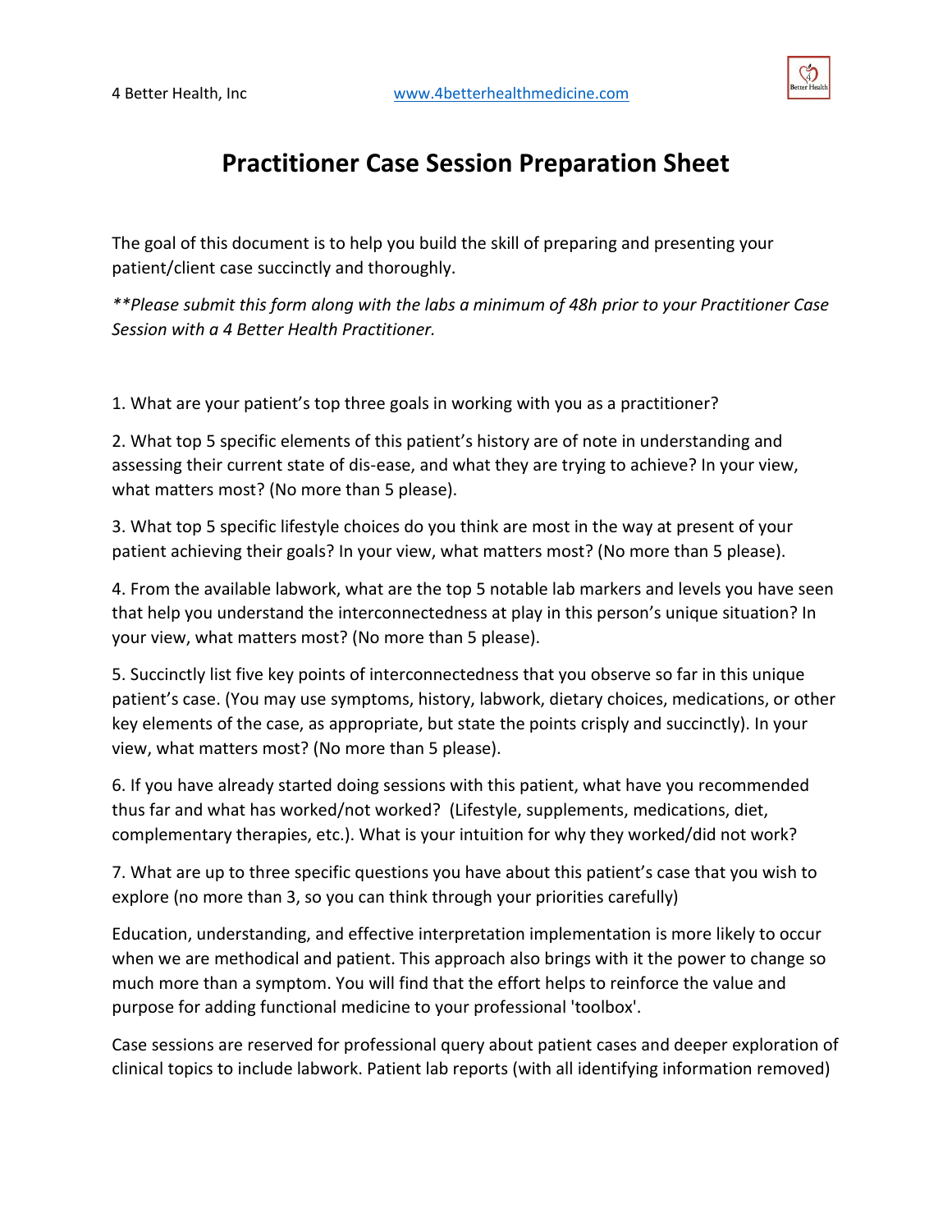4 Better Health, Inc www.4betterhealthmedicine.com

# Practitioner Case Session Preparation Sheet

The goal of this document is to help you build the skill of preparing and presenting your patient/client case succinctly and thoroughly.

*\*\*Please submit this form along with the labs a minimum of 48h prior to your Practitioner Case Session with a 4 Better Health Practitioner.*

1. What are your patient's top three goals in working with you as a practitioner?

2. What top 5 specific elements of this patient's history are of note in understanding and assessing their current state of dis-ease, and what they are trying to achieve? In your view, what matters most? (No more than 5 please).

3. What top 5 specific lifestyle choices do you think are most in the way at present of your patient achieving their goals? In your view, what matters most? (No more than 5 please).

4. From the available labwork, what are the top 5 notable lab markers and levels you have seen that help you understand the interconnectedness at play in this person's unique situation? In your view, what matters most? (No more than 5 please).

5. Succinctly list five key points of interconnectedness that you observe so far in this unique patient's case. (You may use symptoms, history, labwork, dietary choices, medications, or other key elements of the case, as appropriate, but state the points crisply and succinctly). In your view, what matters most? (No more than 5 please).

6. If you have already started doing sessions with this patient, what have you recommended thus far and what has worked/not worked? (Lifestyle, supplements, medications, diet, complementary therapies, etc.). What is your intuition for why they worked/did not work?

7. What are up to three specific questions you have about this patient's case that you wish to explore (no more than 3, so you can think through your priorities carefully)

Education, understanding, and effective interpretation implementation is more likely to occur when we are methodical and patient. This approach also brings with it the power to change so much more than a symptom. You will find that the effort helps to reinforce the value and purpose for adding functional medicine to your professional 'toolbox'.

Case sessions are reserved for professional query about patient cases and deeper exploration of clinical topics to include labwork. Patient lab reports (with all identifying information removed)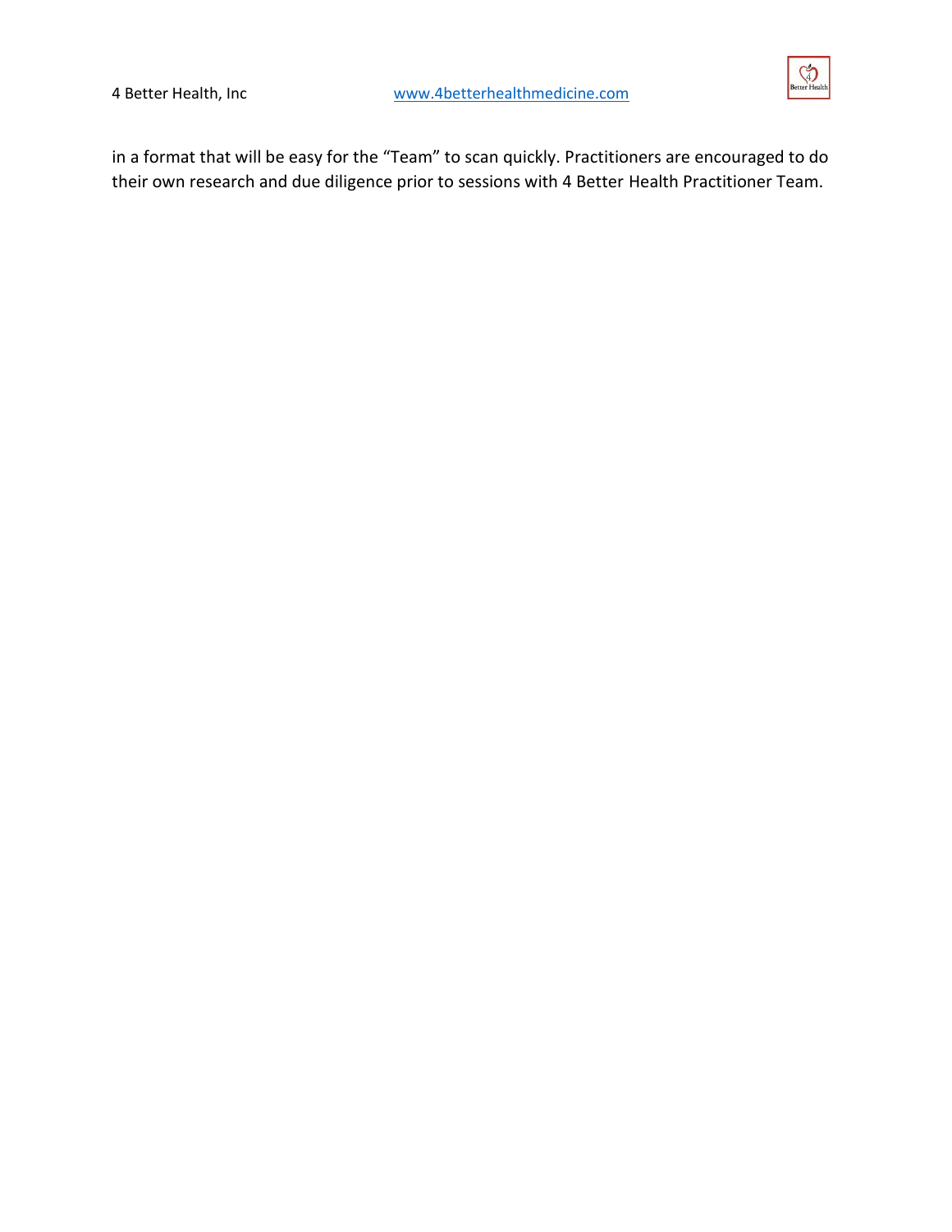in a format that will be easy for the "Team" to scan quickly. Practitioners are encouraged to do their own research and due diligence prior to sessions with 4 Better Health Practitioner Team.